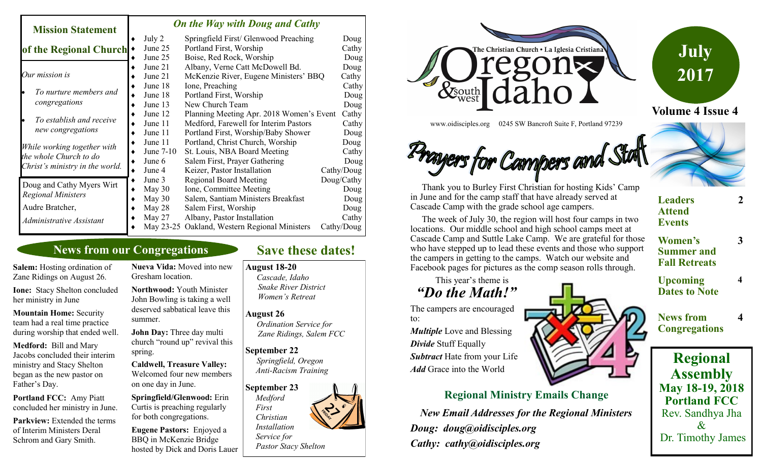## Mission Statement of the Regional Church

*Our mission is*

- *To nurture members and congregations*
- *To establish and receive new congregations*

*While working together with the whole Church to do Christ's ministry in the world.*

Doug and Cathy Myers Wirt
*Regional Ministers*

Audre Bratcher,
*Administrative Assistant*

## *On the Way with Doug and Cathy*

| Date | Event | Who |
|---|---|---|
| July 2 | Springfield First/ Glenwood Preaching | Doug |
| June 25 | Portland First, Worship | Cathy |
| June 25 | Boise, Red Rock, Worship | Doug |
| June 21 | Albany, Verne Catt McDowell Bd. | Doug |
| June 21 | McKenzie River, Eugene Ministers' BBQ | Cathy |
| June 18 | Ione, Preaching | Cathy |
| June 18 | Portland First, Worship | Doug |
| June 13 | New Church Team | Doug |
| June 12 | Planning Meeting Apr. 2018 Women's Event | Cathy |
| June 11 | Medford, Farewell for Interim Pastors | Cathy |
| June 11 | Portland First, Worship/Baby Shower | Doug |
| June 11 | Portland, Christ Church, Worship | Doug |
| June 7-10 | St. Louis, NBA Board Meeting | Cathy |
| June 6 | Salem First, Prayer Gathering | Doug |
| June 4 | Keizer, Pastor Installation | Cathy/Doug |
| June 3 | Regional Board Meeting | Doug/Cathy |
| May 30 | Ione, Committee Meeting | Doug |
| May 30 | Salem, Santiam Ministers Breakfast | Doug |
| May 28 | Salem First, Worship | Doug |
| May 27 | Albany, Pastor Installation | Cathy |
| May 23-25 | Oakland, Western Regional Ministers | Cathy/Doug |

## News from our Congregations

**Salem:** Hosting ordination of Zane Ridings on August 26.

**Ione:** Stacy Shelton concluded her ministry in June

**Mountain Home:** Security team had a real time practice during worship that ended well.

**Medford:** Bill and Mary Jacobs concluded their interim ministry and Stacy Shelton began as the new pastor on Father's Day.

**Portland FCC:** Amy Piatt concluded her ministry in June.

**Parkview:** Extended the terms of Interim Ministers Deral Schrom and Gary Smith.

**Nueva Vida:** Moved into new Gresham location.

**Northwood:** Youth Minister John Bowling is taking a well deserved sabbatical leave this summer.

**John Day:** Three day multi church "round up" revival this spring.

**Caldwell, Treasure Valley:** Welcomed four new members on one day in June.

**Springfield/Glenwood:** Erin Curtis is preaching regularly for both congregations.

**Eugene Pastors:** Enjoyed a BBQ in McKenzie Bridge hosted by Dick and Doris Lauer

## Save these dates!

**August 18-20**
*Cascade, Idaho*
*Snake River District Women's Retreat*

**August 26**
*Ordination Service for Zane Ridings, Salem FCC*

**September 22**
*Springfield, Oregon Anti-Racism Training*

**September 23**
*Medford First Christian Installation Service for Pastor Stacy Shelton*

# The Christian Church • La Iglesia Cristiana — Oregon & southwest Idaho

www.oidisciples.org 0245 SW Bancroft Suite F, Portland 97239

**July 2017**

**Volume 4 Issue 4**

| | |
|---|---|
| **Leaders Attend Events** | **2** |
| **Women's Summer and Fall Retreats** | **3** |
| **Upcoming Dates to Note** | **4** |
| **News from Congregations** | **4** |

## Prayers for Campers and Staff

Thank you to Burley First Christian for hosting Kids' Camp in June and for the camp staff that have already served at Cascade Camp with the grade school age campers.

The week of July 30, the region will host four camps in two locations. Our middle school and high school camps meet at Cascade Camp and Suttle Lake Camp. We are grateful for those who have stepped up to lead these events and those who support the campers in getting to the camps. Watch our website and Facebook pages for pictures as the comp season rolls through.

This year's theme is
*"Do the Math!"*

The campers are encouraged to:

***Multiple*** Love and Blessing
***Divide*** Stuff Equally
***Subtract*** Hate from your Life
***Add*** Grace into the World

## Regional Assembly
**May 18-19, 2018**
**Portland FCC**
Rev. Sandhya Jha
&
Dr. Timothy James

## Regional Ministry Emails Change

***New Email Addresses for the Regional Ministers***

***Doug: doug@oidisciples.org***

***Cathy: cathy@oidisciples.org***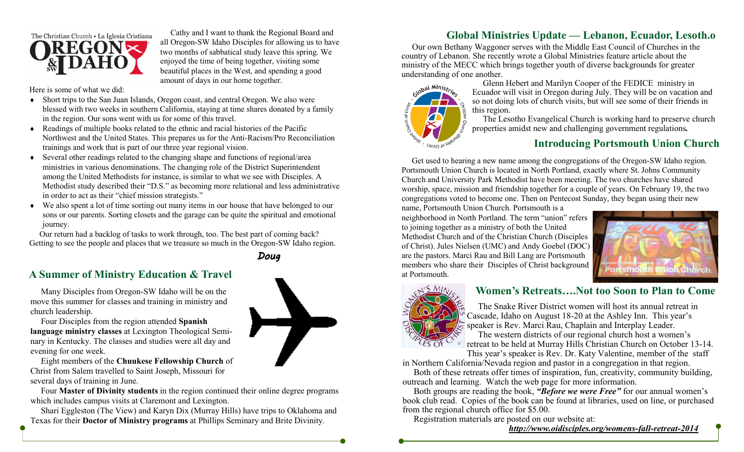Cathy and I want to thank the Regional Board and all Oregon-SW Idaho Disciples for allowing us to have two months of sabbatical study leave this spring. We enjoyed the time of being together, visiting some beautiful places in the West, and spending a good amount of days in our home together.

Here is some of what we did:

- Short trips to the San Juan Islands, Oregon coast, and central Oregon. We also were blessed with two weeks in southern California, staying at time shares donated by a family in the region. Our sons went with us for some of this travel.
- Readings of multiple books related to the ethnic and racial histories of the Pacific Northwest and the United States. This prepares us for the Anti-Racism/Pro Reconciliation trainings and work that is part of our three year regional vision.
- Several other readings related to the changing shape and functions of regional/area ministries in various denominations. The changing role of the District Superintendent among the United Methodists for instance, is similar to what we see with Disciples. A Methodist study described their "D.S." as becoming more relational and less administrative in order to act as their "chief mission strategists."
- We also spent a lot of time sorting out many items in our house that have belonged to our sons or our parents. Sorting closets and the garage can be quite the spiritual and emotional journey.

Our return had a backlog of tasks to work through, too. The best part of coming back? Getting to see the people and places that we treasure so much in the Oregon-SW Idaho region.

*Doug*

## A Summer of Ministry Education & Travel

Many Disciples from Oregon-SW Idaho will be on the move this summer for classes and training in ministry and church leadership.

Four Disciples from the region attended **Spanish language ministry classes** at Lexington Theological Seminary in Kentucky. The classes and studies were all day and evening for one week.

Eight members of the **Chuukese Fellowship Church** of Christ from Salem travelled to Saint Joseph, Missouri for several days of training in June.

Four **Master of Divinity students** in the region continued their online degree programs which includes campus visits at Claremont and Lexington.

Shari Eggleston (The View) and Karyn Dix (Murray Hills) have trips to Oklahoma and Texas for their **Doctor of Ministry programs** at Phillips Seminary and Brite Divinity.

## Global Ministries Update — Lebanon, Ecuador, Lesoth.o

Our own Bethany Waggoner serves with the Middle East Council of Churches in the country of Lebanon. She recently wrote a Global Ministries feature article about the ministry of the MECC which brings together youth of diverse backgrounds for greater understanding of one another.

Glenn Hebert and Marilyn Cooper of the FEDICE ministry in Ecuador will visit in Oregon during July. They will be on vacation and so not doing lots of church visits, but will see some of their friends in this region.

The Lesotho Evangelical Church is working hard to preserve church properties amidst new and challenging government regulations**.**

## Introducing Portsmouth Union Church

Get used to hearing a new name among the congregations of the Oregon-SW Idaho region. Portsmouth Union Church is located in North Portland, exactly where St. Johns Community Church and University Park Methodist have been meeting. The two churches have shared worship, space, mission and friendship together for a couple of years. On February 19, the two congregations voted to become one. Then on Pentecost Sunday, they began using their new name, Portsmouth Union Church. Portsmouth is a neighborhood in North Portland. The term "union" refers to joining together as a ministry of both the United Methodist Church and of the Christian Church (Disciples of Christ). Jules Nielsen (UMC) and Andy Goebel (DOC) are the pastors. Marci Rau and Bill Lang are Portsmouth members who share their Disciples of Christ background at Portsmouth.

## Women's Retreats….Not too Soon to Plan to Come

The Snake River District women will host its annual retreat in Cascade, Idaho on August 18-20 at the Ashley Inn. This year's speaker is Rev. Marci Rau, Chaplain and Interplay Leader.

The western districts of our regional church host a women's retreat to be held at Murray Hills Christian Church on October 13-14. This year's speaker is Rev. Dr. Katy Valentine, member of the staff in Northern California/Nevada region and pastor in a congregation in that region.

Both of these retreats offer times of inspiration, fun, creativity, community building, outreach and learning. Watch the web page for more information.

Both groups are reading the book, ***"Before we were Free"*** for our annual women's book club read. Copies of the book can be found at libraries, used on line, or purchased from the regional church office for $5.00.

Registration materials are posted on our website at:

***http://www.oidisciples.org/womens-fall-retreat-2014***